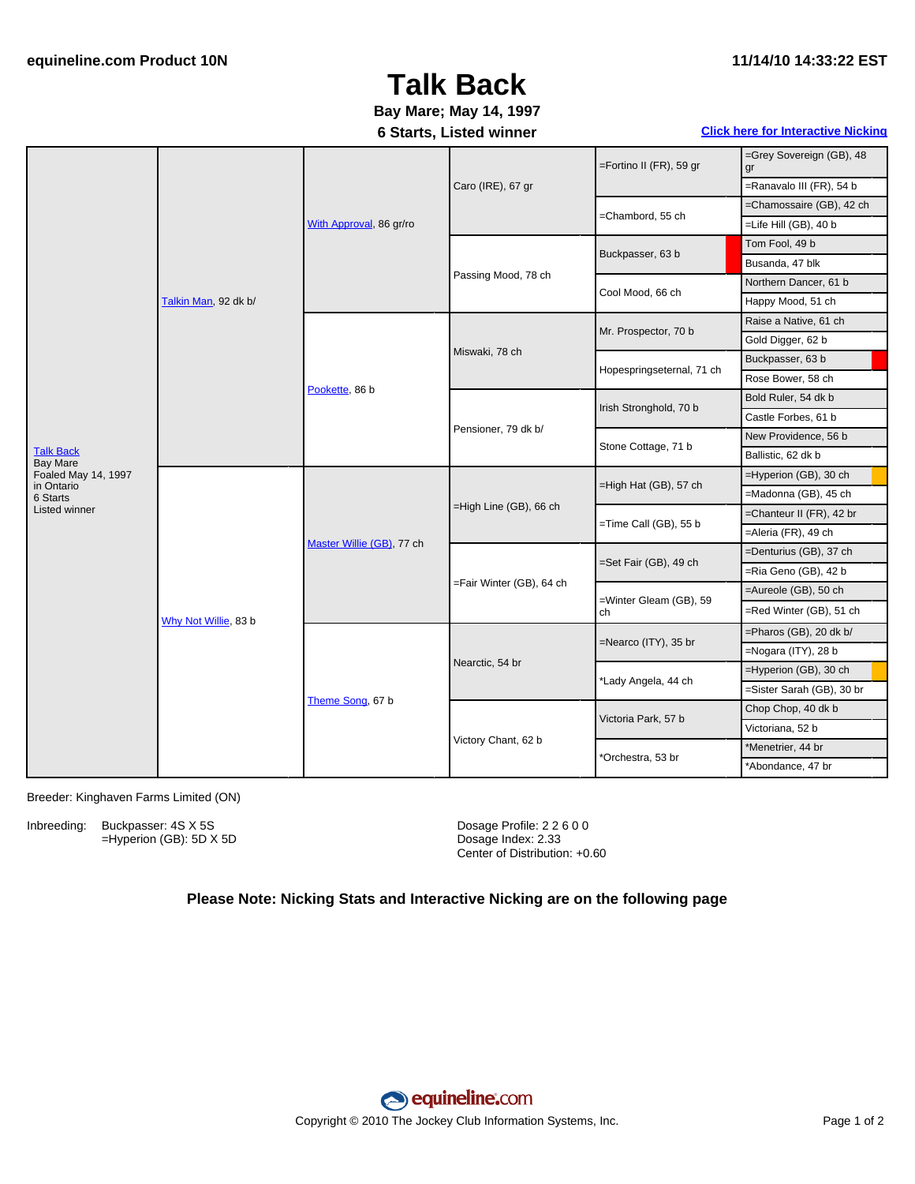# Talk Back

**Bay Mare; May 14, 1997**

**6 Starts, Listed winner**

Click here for Interactive Nicking

| | | | | | |
|---|---|---|---|---|---|
| Talk Back<br>Bay Mare<br>Foaled May 14, 1997<br>in Ontario<br>6 Starts<br>Listed winner | Talkin Man, 92 dk b/ | With Approval, 86 gr/ro | Caro (IRE), 67 gr | =Fortino II (FR), 59 gr | =Grey Sovereign (GB), 48 gr |
| | | | | | =Ranavalo III (FR), 54 b |
| | | | | =Chambord, 55 ch | =Chamossaire (GB), 42 ch |
| | | | | | =Life Hill (GB), 40 b |
| | | | Passing Mood, 78 ch | Buckpasser, 63 b | Tom Fool, 49 b |
| | | | | | Busanda, 47 blk |
| | | | | Cool Mood, 66 ch | Northern Dancer, 61 b |
| | | | | | Happy Mood, 51 ch |
| | | Pookette, 86 b | Miswaki, 78 ch | Mr. Prospector, 70 b | Raise a Native, 61 ch |
| | | | | | Gold Digger, 62 b |
| | | | | Hopespringseternal, 71 ch | Buckpasser, 63 b |
| | | | | | Rose Bower, 58 ch |
| | | | Pensioner, 79 dk b/ | Irish Stronghold, 70 b | Bold Ruler, 54 dk b |
| | | | | | Castle Forbes, 61 b |
| | | | | Stone Cottage, 71 b | New Providence, 56 b |
| | | | | | Ballistic, 62 dk b |
| | Why Not Willie, 83 b | Master Willie (GB), 77 ch | =High Line (GB), 66 ch | =High Hat (GB), 57 ch | =Hyperion (GB), 30 ch |
| | | | | | =Madonna (GB), 45 ch |
| | | | | =Time Call (GB), 55 b | =Chanteur II (FR), 42 br |
| | | | | | =Aleria (FR), 49 ch |
| | | | =Fair Winter (GB), 64 ch | =Set Fair (GB), 49 ch | =Denturius (GB), 37 ch |
| | | | | | =Ria Geno (GB), 42 b |
| | | | | =Winter Gleam (GB), 59 ch | =Aureole (GB), 50 ch |
| | | | | | =Red Winter (GB), 51 ch |
| | | Theme Song, 67 b | Nearctic, 54 br | =Nearco (ITY), 35 br | =Pharos (GB), 20 dk b/ |
| | | | | | =Nogara (ITY), 28 b |
| | | | | *Lady Angela, 44 ch | =Hyperion (GB), 30 ch |
| | | | | | =Sister Sarah (GB), 30 br |
| | | | Victory Chant, 62 b | Victoria Park, 57 b | Chop Chop, 40 dk b |
| | | | | | Victoriana, 52 b |
| | | | | *Orchestra, 53 br | *Menetrier, 44 br |
| | | | | | *Abondance, 47 br |

Breeder: Kinghaven Farms Limited (ON)

Inbreeding: Buckpasser: 4S X 5S
=Hyperion (GB): 5D X 5D

Dosage Profile: 2 2 6 0 0
Dosage Index: 2.33
Center of Distribution: +0.60

**Please Note: Nicking Stats and Interactive Nicking are on the following page**

Copyright © 2010 The Jockey Club Information Systems, Inc.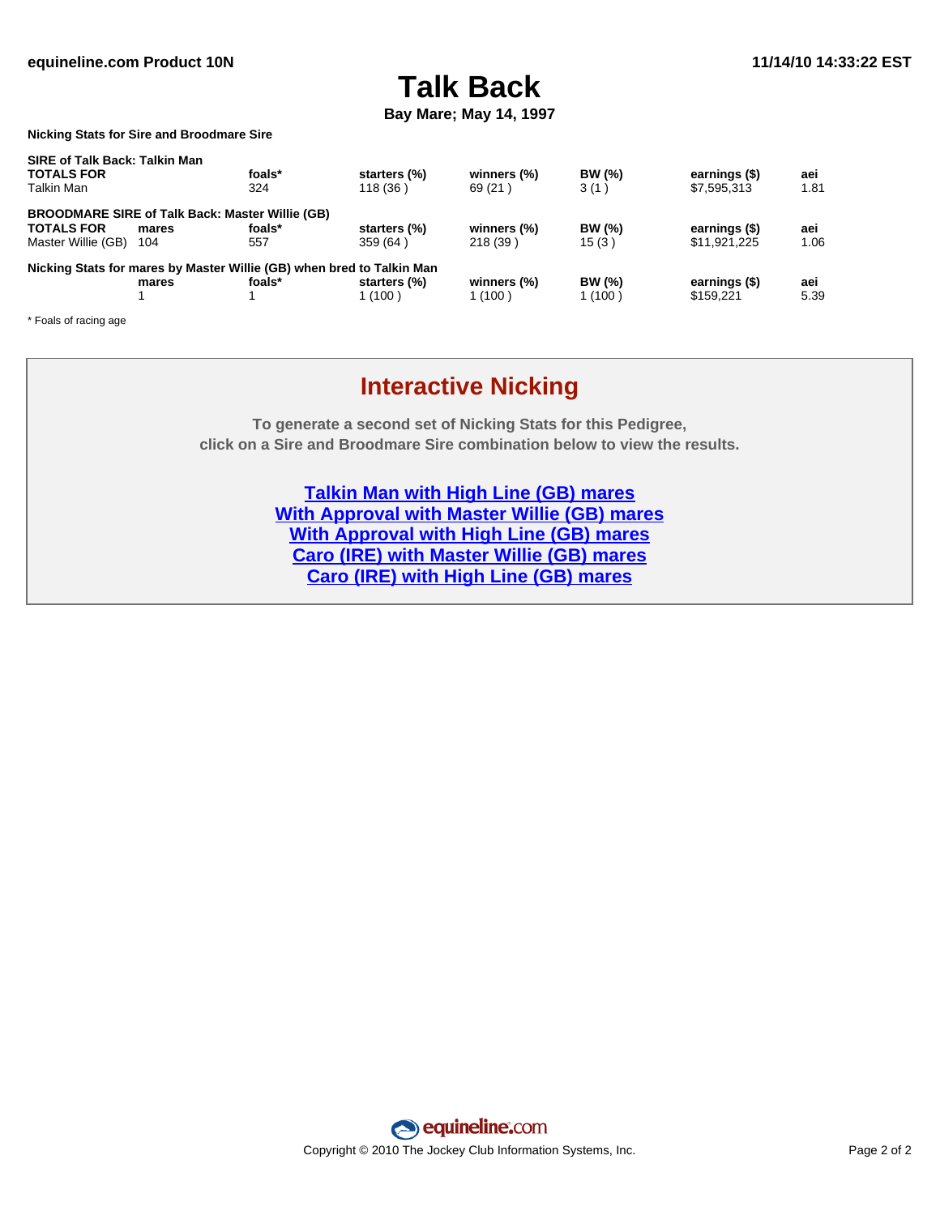# Talk Back

**Bay Mare; May 14, 1997**

**Nicking Stats for Sire and Broodmare Sire**

**SIRE of Talk Back: Talkin Man**

| **TOTALS FOR** | | **foals*** | **starters (%)** | **winners (%)** | **BW (%)** | **earnings ($)** | **aei** |
|---|---|---|---|---|---|---|---|
| Talkin Man | | 324 | 118 (36 ) | 69 (21 ) | 3 (1 ) | $7,595,313 | 1.81 |

**BROODMARE SIRE of Talk Back: Master Willie (GB)**

| **TOTALS FOR** | **mares** | **foals*** | **starters (%)** | **winners (%)** | **BW (%)** | **earnings ($)** | **aei** |
|---|---|---|---|---|---|---|---|
| Master Willie (GB) | 104 | 557 | 359 (64 ) | 218 (39 ) | 15 (3 ) | $11,921,225 | 1.06 |

**Nicking Stats for mares by Master Willie (GB) when bred to Talkin Man**

| | **mares** | **foals*** | **starters (%)** | **winners (%)** | **BW (%)** | **earnings ($)** | **aei** |
|---|---|---|---|---|---|---|---|
| | 1 | 1 | 1 (100 ) | 1 (100 ) | 1 (100 ) | $159,221 | 5.39 |

\* Foals of racing age

## Interactive Nicking

**To generate a second set of Nicking Stats for this Pedigree, click on a Sire and Broodmare Sire combination below to view the results.**

**Talkin Man with High Line (GB) mares**
**With Approval with Master Willie (GB) mares**
**With Approval with High Line (GB) mares**
**Caro (IRE) with Master Willie (GB) mares**
**Caro (IRE) with High Line (GB) mares**